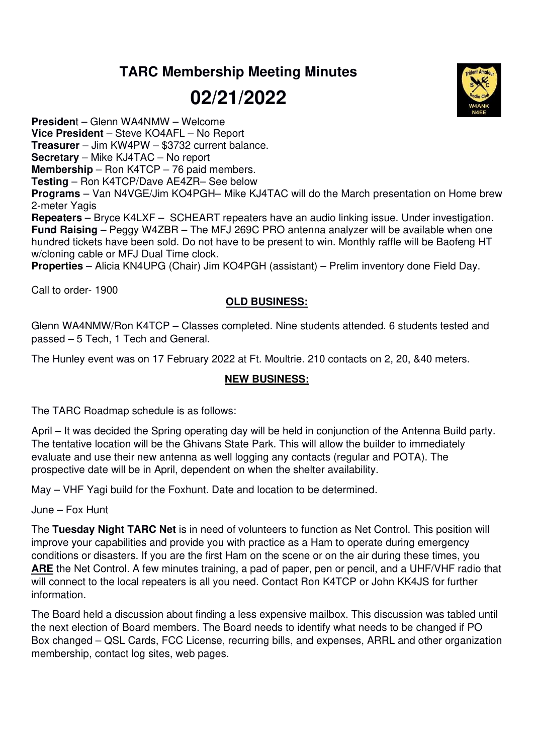# TARC Membership Meeting Minutes

# 02/21/2022

**President** – Glenn WA4NMW – Welcome
**Vice President** – Steve KO4AFL – No Report
**Treasurer** – Jim KW4PW – $3732 current balance.
**Secretary** – Mike KJ4TAC – No report
**Membership** – Ron K4TCP – 76 paid members.
**Testing** – Ron K4TCP/Dave AE4ZR– See below
**Programs** – Van N4VGE/Jim KO4PGH– Mike KJ4TAC will do the March presentation on Home brew 2-meter Yagis
**Repeaters** – Bryce K4LXF – SCHEART repeaters have an audio linking issue. Under investigation.
**Fund Raising** – Peggy W4ZBR – The MFJ 269C PRO antenna analyzer will be available when one hundred tickets have been sold. Do not have to be present to win. Monthly raffle will be Baofeng HT w/cloning cable or MFJ Dual Time clock.
**Properties** – Alicia KN4UPG (Chair) Jim KO4PGH (assistant) – Prelim inventory done Field Day.

Call to order- 1900

## OLD BUSINESS:

Glenn WA4NMW/Ron K4TCP – Classes completed. Nine students attended. 6 students tested and passed – 5 Tech, 1 Tech and General.

The Hunley event was on 17 February 2022 at Ft. Moultrie. 210 contacts on 2, 20, &40 meters.

## NEW BUSINESS:

The TARC Roadmap schedule is as follows:

April – It was decided the Spring operating day will be held in conjunction of the Antenna Build party. The tentative location will be the Ghivans State Park. This will allow the builder to immediately evaluate and use their new antenna as well logging any contacts (regular and POTA). The prospective date will be in April, dependent on when the shelter availability.

May – VHF Yagi build for the Foxhunt. Date and location to be determined.

June – Fox Hunt

The **Tuesday Night TARC Net** is in need of volunteers to function as Net Control. This position will improve your capabilities and provide you with practice as a Ham to operate during emergency conditions or disasters. If you are the first Ham on the scene or on the air during these times, you **ARE** the Net Control. A few minutes training, a pad of paper, pen or pencil, and a UHF/VHF radio that will connect to the local repeaters is all you need. Contact Ron K4TCP or John KK4JS for further information.

The Board held a discussion about finding a less expensive mailbox. This discussion was tabled until the next election of Board members. The Board needs to identify what needs to be changed if PO Box changed – QSL Cards, FCC License, recurring bills, and expenses, ARRL and other organization membership, contact log sites, web pages.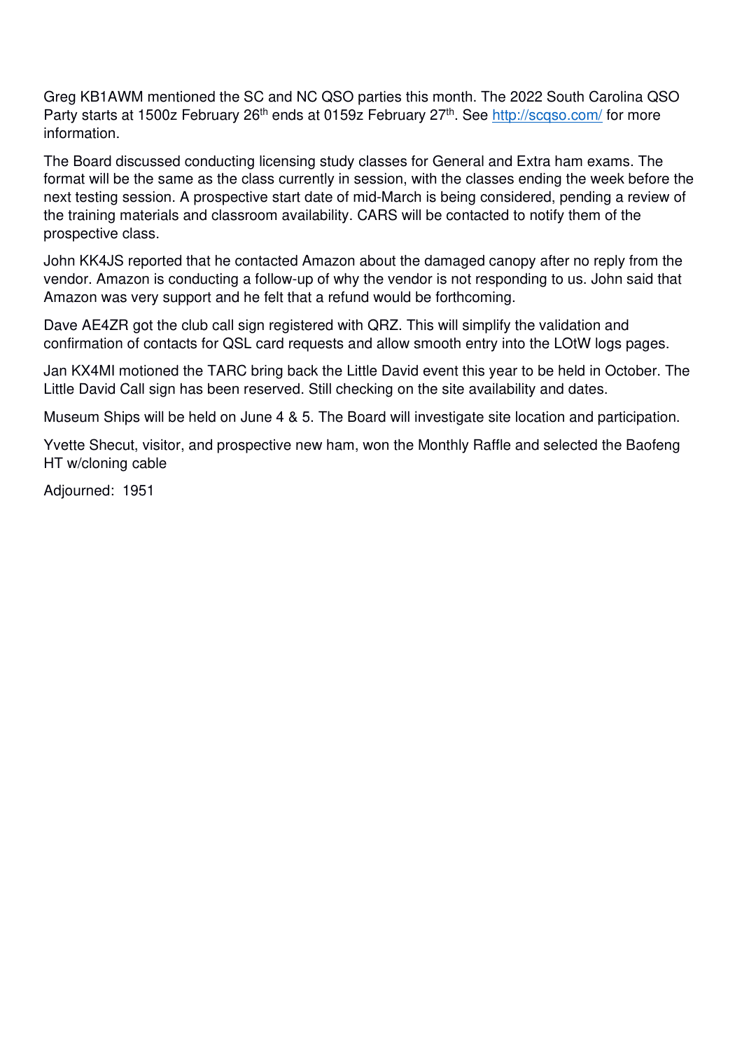Greg KB1AWM mentioned the SC and NC QSO parties this month. The 2022 South Carolina QSO Party starts at 1500z February 26th ends at 0159z February 27th. See [http://scqso.com/](http://scqso.com/) for more information.

The Board discussed conducting licensing study classes for General and Extra ham exams. The format will be the same as the class currently in session, with the classes ending the week before the next testing session. A prospective start date of mid-March is being considered, pending a review of the training materials and classroom availability. CARS will be contacted to notify them of the prospective class.

John KK4JS reported that he contacted Amazon about the damaged canopy after no reply from the vendor. Amazon is conducting a follow-up of why the vendor is not responding to us. John said that Amazon was very support and he felt that a refund would be forthcoming.

Dave AE4ZR got the club call sign registered with QRZ. This will simplify the validation and confirmation of contacts for QSL card requests and allow smooth entry into the LOtW logs pages.

Jan KX4MI motioned the TARC bring back the Little David event this year to be held in October. The Little David Call sign has been reserved. Still checking on the site availability and dates.

Museum Ships will be held on June 4 & 5. The Board will investigate site location and participation.

Yvette Shecut, visitor, and prospective new ham, won the Monthly Raffle and selected the Baofeng HT w/cloning cable

Adjourned: 1951